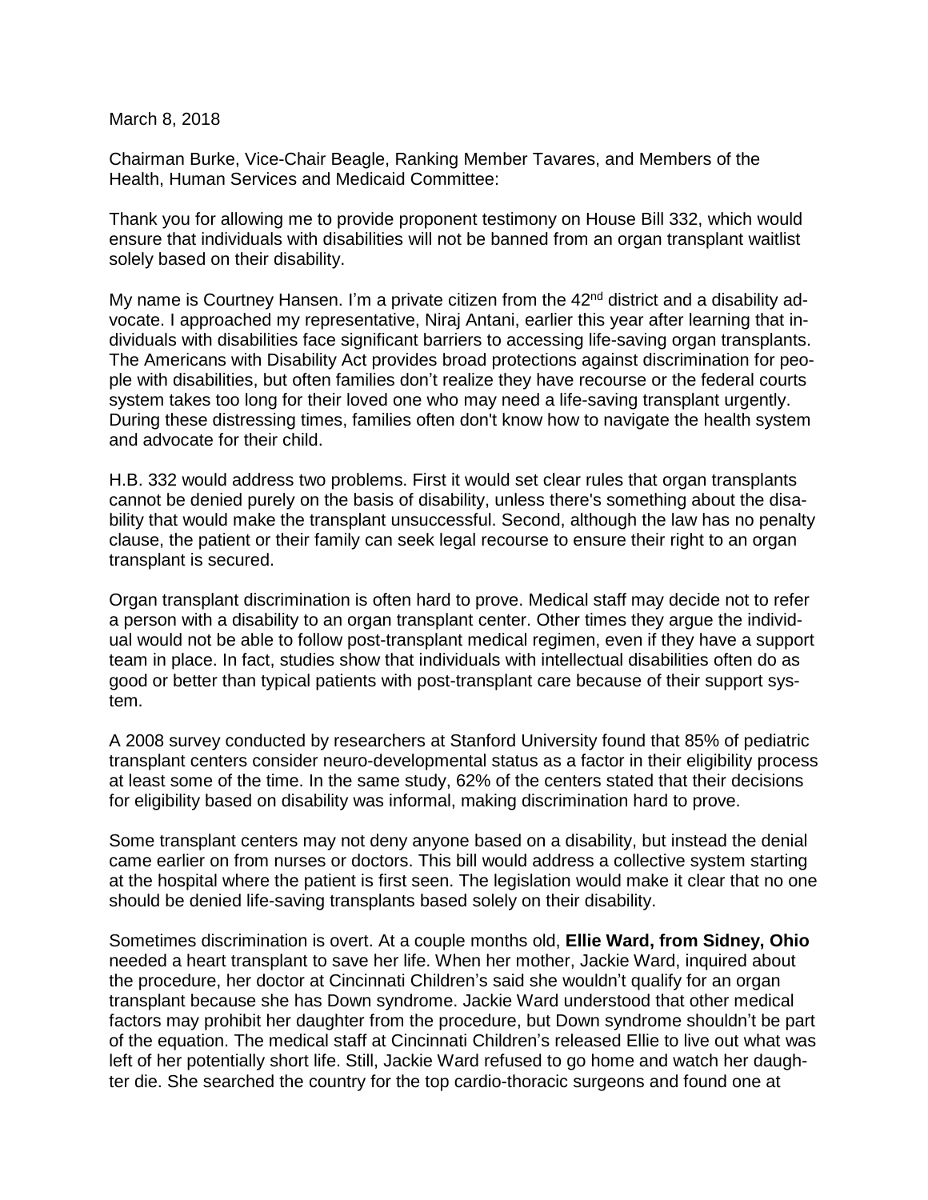March 8, 2018

Chairman Burke, Vice-Chair Beagle, Ranking Member Tavares, and Members of the Health, Human Services and Medicaid Committee:

Thank you for allowing me to provide proponent testimony on House Bill 332, which would ensure that individuals with disabilities will not be banned from an organ transplant waitlist solely based on their disability.

My name is Courtney Hansen. I'm a private citizen from the 42nd district and a disability advocate. I approached my representative, Niraj Antani, earlier this year after learning that individuals with disabilities face significant barriers to accessing life-saving organ transplants. The Americans with Disability Act provides broad protections against discrimination for people with disabilities, but often families don't realize they have recourse or the federal courts system takes too long for their loved one who may need a life-saving transplant urgently. During these distressing times, families often don't know how to navigate the health system and advocate for their child.

H.B. 332 would address two problems. First it would set clear rules that organ transplants cannot be denied purely on the basis of disability, unless there's something about the disability that would make the transplant unsuccessful. Second, although the law has no penalty clause, the patient or their family can seek legal recourse to ensure their right to an organ transplant is secured.

Organ transplant discrimination is often hard to prove. Medical staff may decide not to refer a person with a disability to an organ transplant center. Other times they argue the individual would not be able to follow post-transplant medical regimen, even if they have a support team in place. In fact, studies show that individuals with intellectual disabilities often do as good or better than typical patients with post-transplant care because of their support system.

A 2008 survey conducted by researchers at Stanford University found that 85% of pediatric transplant centers consider neuro-developmental status as a factor in their eligibility process at least some of the time. In the same study, 62% of the centers stated that their decisions for eligibility based on disability was informal, making discrimination hard to prove.

Some transplant centers may not deny anyone based on a disability, but instead the denial came earlier on from nurses or doctors. This bill would address a collective system starting at the hospital where the patient is first seen. The legislation would make it clear that no one should be denied life-saving transplants based solely on their disability.

Sometimes discrimination is overt. At a couple months old, **Ellie Ward, from Sidney, Ohio** needed a heart transplant to save her life. When her mother, Jackie Ward, inquired about the procedure, her doctor at Cincinnati Children's said she wouldn't qualify for an organ transplant because she has Down syndrome. Jackie Ward understood that other medical factors may prohibit her daughter from the procedure, but Down syndrome shouldn't be part of the equation. The medical staff at Cincinnati Children's released Ellie to live out what was left of her potentially short life. Still, Jackie Ward refused to go home and watch her daughter die. She searched the country for the top cardio-thoracic surgeons and found one at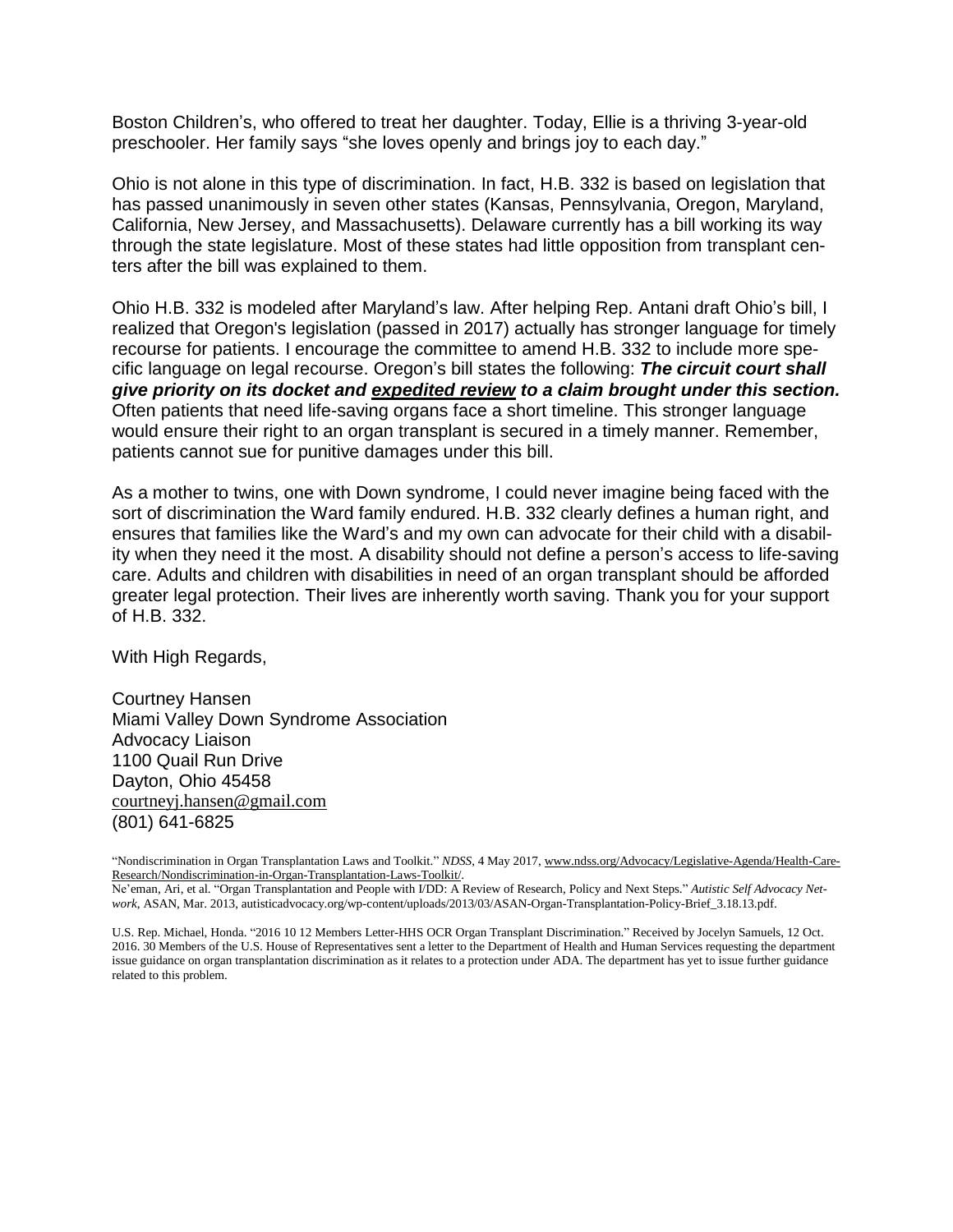Boston Children's, who offered to treat her daughter. Today, Ellie is a thriving 3-year-old preschooler. Her family says "she loves openly and brings joy to each day."

Ohio is not alone in this type of discrimination. In fact, H.B. 332 is based on legislation that has passed unanimously in seven other states (Kansas, Pennsylvania, Oregon, Maryland, California, New Jersey, and Massachusetts). Delaware currently has a bill working its way through the state legislature. Most of these states had little opposition from transplant centers after the bill was explained to them.

Ohio H.B. 332 is modeled after Maryland's law. After helping Rep. Antani draft Ohio's bill, I realized that Oregon's legislation (passed in 2017) actually has stronger language for timely recourse for patients. I encourage the committee to amend H.B. 332 to include more specific language on legal recourse. Oregon's bill states the following: ***The circuit court shall give priority on its docket and <u>expedited review</u> to a claim brought under this section.*** Often patients that need life-saving organs face a short timeline. This stronger language would ensure their right to an organ transplant is secured in a timely manner. Remember, patients cannot sue for punitive damages under this bill.

As a mother to twins, one with Down syndrome, I could never imagine being faced with the sort of discrimination the Ward family endured. H.B. 332 clearly defines a human right, and ensures that families like the Ward's and my own can advocate for their child with a disability when they need it the most. A disability should not define a person's access to life-saving care. Adults and children with disabilities in need of an organ transplant should be afforded greater legal protection. Their lives are inherently worth saving. Thank you for your support of H.B. 332.

With High Regards,

Courtney Hansen
Miami Valley Down Syndrome Association
Advocacy Liaison
1100 Quail Run Drive
Dayton, Ohio 45458
courtneyj.hansen@gmail.com
(801) 641-6825

"Nondiscrimination in Organ Transplantation Laws and Toolkit." *NDSS*, 4 May 2017, www.ndss.org/Advocacy/Legislative-Agenda/Health-Care-Research/Nondiscrimination-in-Organ-Transplantation-Laws-Toolkit/.
Ne'eman, Ari, et al. "Organ Transplantation and People with I/DD: A Review of Research, Policy and Next Steps." *Autistic Self Advocacy Network*, ASAN, Mar. 2013, autisticadvocacy.org/wp-content/uploads/2013/03/ASAN-Organ-Transplantation-Policy-Brief_3.18.13.pdf.

U.S. Rep. Michael, Honda. "2016 10 12 Members Letter-HHS OCR Organ Transplant Discrimination." Received by Jocelyn Samuels, 12 Oct. 2016. 30 Members of the U.S. House of Representatives sent a letter to the Department of Health and Human Services requesting the department issue guidance on organ transplantation discrimination as it relates to a protection under ADA. The department has yet to issue further guidance related to this problem.